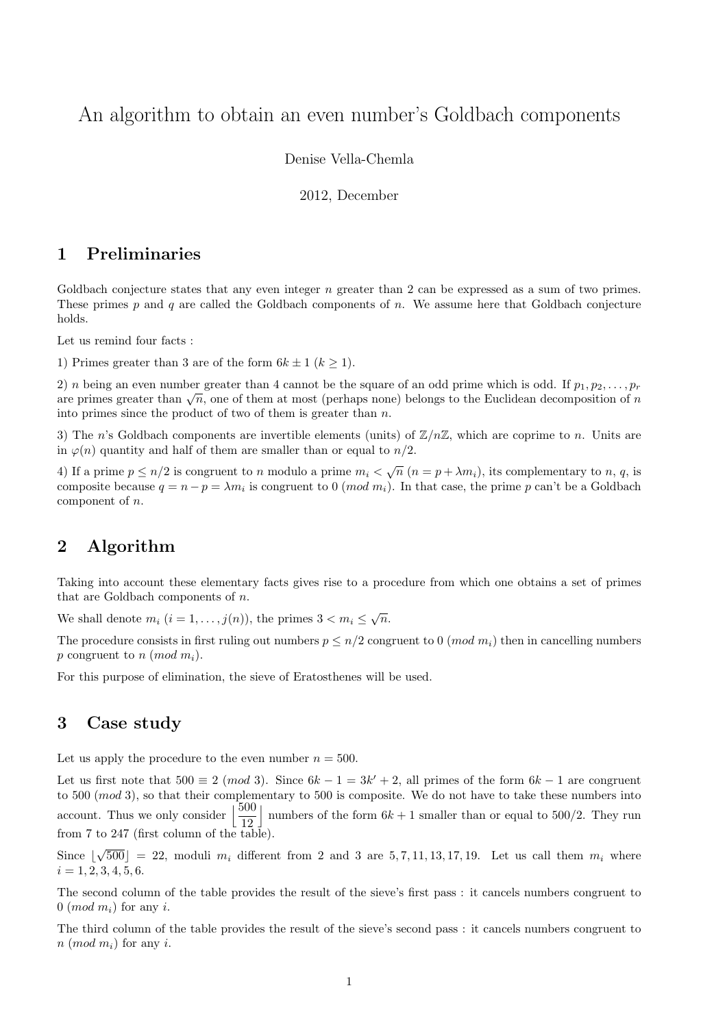# An algorithm to obtain an even number's Goldbach components

Denise Vella-Chemla

2012, December

## 1 Preliminaries

Goldbach conjecture states that any even integer $n$ greater than 2 can be expressed as a sum of two primes. These primes $p$ and $q$ are called the Goldbach components of $n$. We assume here that Goldbach conjecture holds.

Let us remind four facts :

1) Primes greater than 3 are of the form $6k \pm 1$ ($k \geq 1$).

2) $n$ being an even number greater than 4 cannot be the square of an odd prime which is odd. If $p_1, p_2, \ldots, p_r$ are primes greater than $\sqrt{n}$, one of them at most (perhaps none) belongs to the Euclidean decomposition of $n$ into primes since the product of two of them is greater than $n$.

3) The $n$'s Goldbach components are invertible elements (units) of $\mathbb{Z}/n\mathbb{Z}$, which are coprime to $n$. Units are in $\varphi(n)$ quantity and half of them are smaller than or equal to $n/2$.

4) If a prime $p \leq n/2$ is congruent to $n$ modulo a prime $m_i < \sqrt{n}$ ($n = p + \lambda m_i$), its complementary to $n$, $q$, is composite because $q = n - p = \lambda m_i$ is congruent to $0$ ($mod\ m_i$). In that case, the prime $p$ can't be a Goldbach component of $n$.

## 2 Algorithm

Taking into account these elementary facts gives rise to a procedure from which one obtains a set of primes that are Goldbach components of $n$.

We shall denote $m_i$ ($i = 1, \ldots, j(n)$), the primes $3 < m_i \leq \sqrt{n}$.

The procedure consists in first ruling out numbers $p \leq n/2$ congruent to $0$ ($mod\ m_i$) then in cancelling numbers $p$ congruent to $n$ ($mod\ m_i$).

For this purpose of elimination, the sieve of Eratosthenes will be used.

## 3 Case study

Let us apply the procedure to the even number $n = 500$.

Let us first note that $500 \equiv 2$ ($mod$ 3). Since $6k - 1 = 3k' + 2$, all primes of the form $6k - 1$ are congruent to 500 ($mod$ 3), so that their complementary to 500 is composite. We do not have to take these numbers into account. Thus we only consider $\left\lfloor \dfrac{500}{12} \right\rfloor$ numbers of the form $6k + 1$ smaller than or equal to $500/2$. They run from 7 to 247 (first column of the table).

Since $\lfloor \sqrt{500} \rfloor = 22$, moduli $m_i$ different from 2 and 3 are $5, 7, 11, 13, 17, 19$. Let us call them $m_i$ where $i = 1, 2, 3, 4, 5, 6$.

The second column of the table provides the result of the sieve's first pass : it cancels numbers congruent to $0$ ($mod\ m_i$) for any $i$.

The third column of the table provides the result of the sieve's second pass : it cancels numbers congruent to $n$ ($mod\ m_i$) for any $i$.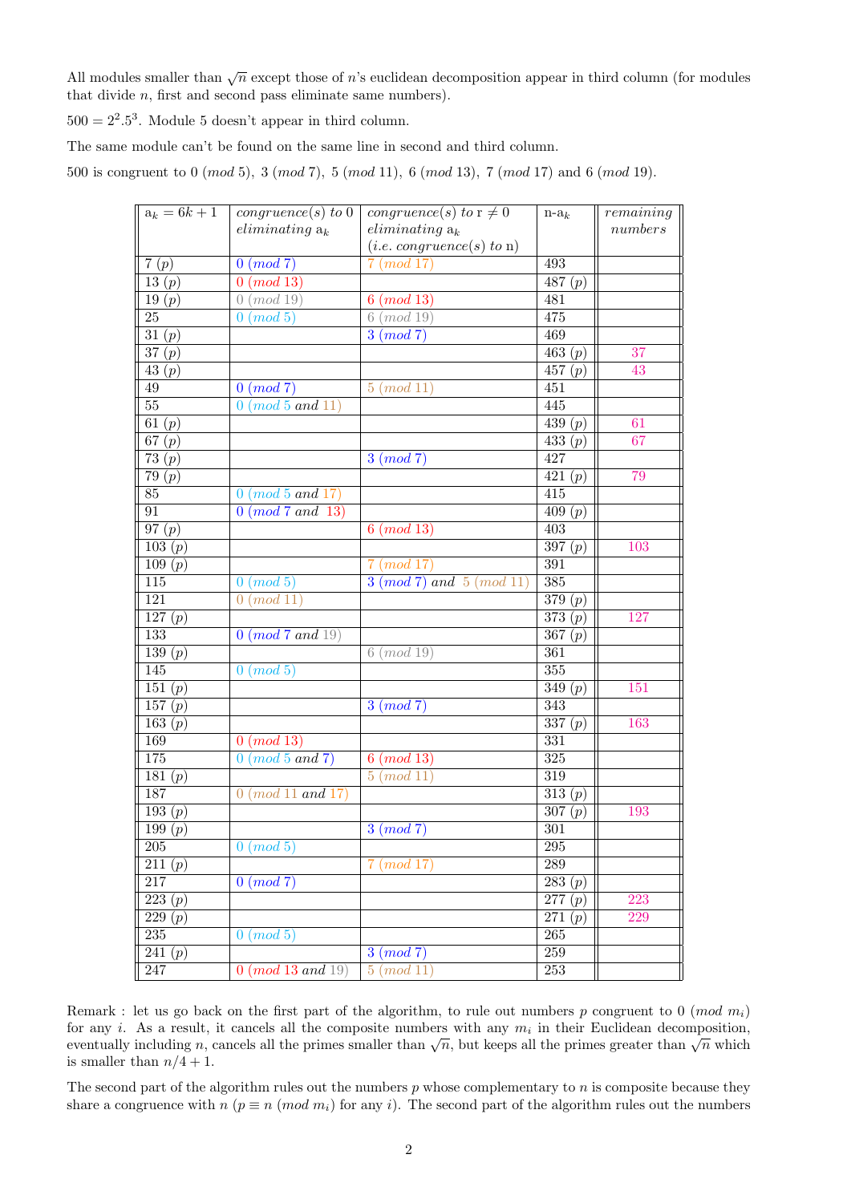All modules smaller than $\sqrt{n}$ except those of $n$'s euclidean decomposition appear in third column (for modules that divide $n$, first and second pass eliminate same numbers).

$500 = 2^2.5^3$. Module 5 doesn't appear in third column.

The same module can't be found on the same line in second and third column.

500 is congruent to 0 $(mod\ 5)$, 3 $(mod\ 7)$, 5 $(mod\ 11)$, 6 $(mod\ 13)$, 7 $(mod\ 17)$ and 6 $(mod\ 19)$.

| $a_k = 6k+1$ | *congruence(s) to* 0 *eliminating* $a_k$ | *congruence(s) to* r $\neq 0$ *eliminating* $a_k$ (*i.e. congruence(s) to* n) | n-$a_k$ | *remaining numbers* |
|---|---|---|---|---|
| 7 $(p)$ | 0 $(mod\ 7)$ | 7 $(mod\ 17)$ | 493 | |
| 13 $(p)$ | 0 $(mod\ 13)$ | | 487 $(p)$ | |
| 19 $(p)$ | 0 $(mod\ 19)$ | 6 $(mod\ 13)$ | 481 | |
| 25 | 0 $(mod\ 5)$ | 6 $(mod\ 19)$ | 475 | |
| 31 $(p)$ | | 3 $(mod\ 7)$ | 469 | |
| 37 $(p)$ | | | 463 $(p)$ | 37 |
| 43 $(p)$ | | | 457 $(p)$ | 43 |
| 49 | 0 $(mod\ 7)$ | 5 $(mod\ 11)$ | 451 | |
| 55 | 0 $(mod\ 5$ *and* $11)$ | | 445 | |
| 61 $(p)$ | | | 439 $(p)$ | 61 |
| 67 $(p)$ | | | 433 $(p)$ | 67 |
| 73 $(p)$ | | 3 $(mod\ 7)$ | 427 | |
| 79 $(p)$ | | | 421 $(p)$ | 79 |
| 85 | 0 $(mod\ 5$ *and* $17)$ | | 415 | |
| 91 | 0 $(mod\ 7$ *and* $13)$ | | 409 $(p)$ | |
| 97 $(p)$ | | 6 $(mod\ 13)$ | 403 | |
| 103 $(p)$ | | | 397 $(p)$ | 103 |
| 109 $(p)$ | | 7 $(mod\ 17)$ | 391 | |
| 115 | 0 $(mod\ 5)$ | 3 $(mod\ 7)$ *and* 5 $(mod\ 11)$ | 385 | |
| 121 | 0 $(mod\ 11)$ | | 379 $(p)$ | |
| 127 $(p)$ | | | 373 $(p)$ | 127 |
| 133 | 0 $(mod\ 7$ *and* $19)$ | | 367 $(p)$ | |
| 139 $(p)$ | | 6 $(mod\ 19)$ | 361 | |
| 145 | 0 $(mod\ 5)$ | | 355 | |
| 151 $(p)$ | | | 349 $(p)$ | 151 |
| 157 $(p)$ | | 3 $(mod\ 7)$ | 343 | |
| 163 $(p)$ | | | 337 $(p)$ | 163 |
| 169 | 0 $(mod\ 13)$ | | 331 | |
| 175 | 0 $(mod\ 5$ *and* $7)$ | 6 $(mod\ 13)$ | 325 | |
| 181 $(p)$ | | 5 $(mod\ 11)$ | 319 | |
| 187 | 0 $(mod\ 11$ *and* $17)$ | | 313 $(p)$ | |
| 193 $(p)$ | | | 307 $(p)$ | 193 |
| 199 $(p)$ | | 3 $(mod\ 7)$ | 301 | |
| 205 | 0 $(mod\ 5)$ | | 295 | |
| 211 $(p)$ | | 7 $(mod\ 17)$ | 289 | |
| 217 | 0 $(mod\ 7)$ | | 283 $(p)$ | |
| 223 $(p)$ | | | 277 $(p)$ | 223 |
| 229 $(p)$ | | | 271 $(p)$ | 229 |
| 235 | 0 $(mod\ 5)$ | | 265 | |
| 241 $(p)$ | | 3 $(mod\ 7)$ | 259 | |
| 247 | 0 $(mod\ 13$ *and* $19)$ | 5 $(mod\ 11)$ | 253 | |

Remark : let us go back on the first part of the algorithm, to rule out numbers $p$ congruent to 0 $(mod\ m_i)$ for any $i$. As a result, it cancels all the composite numbers with any $m_i$ in their Euclidean decomposition, eventually including $n$, cancels all the primes smaller than $\sqrt{n}$, but keeps all the primes greater than $\sqrt{n}$ which is smaller than $n/4+1$.

The second part of the algorithm rules out the numbers $p$ whose complementary to $n$ is composite because they share a congruence with $n$ ($p \equiv n\ (mod\ m_i)$ for any $i$). The second part of the algorithm rules out the numbers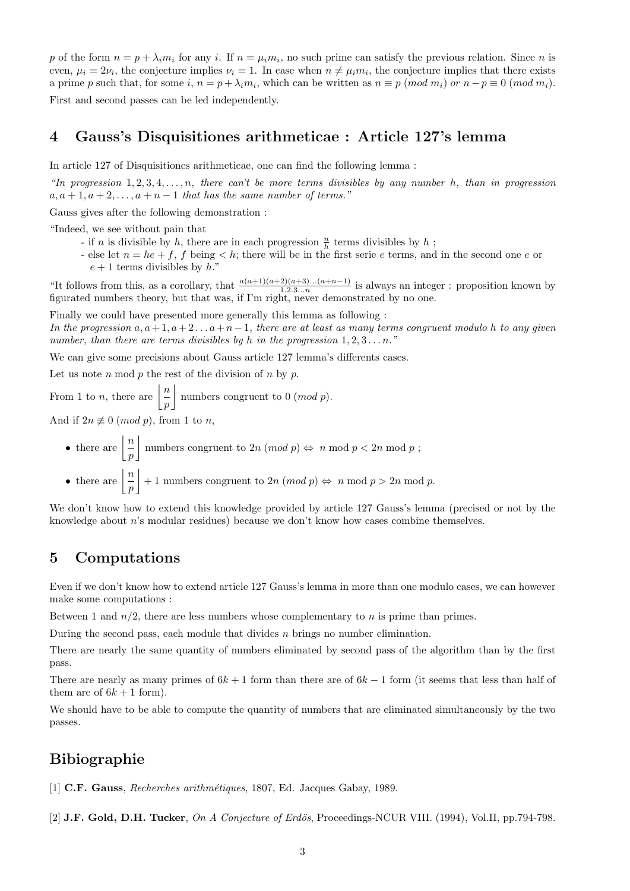$p$ of the form $n = p + \lambda_i m_i$ for any $i$. If $n = \mu_i m_i$, no such prime can satisfy the previous relation. Since $n$ is even, $\mu_i = 2\nu_i$, the conjecture implies $\nu_i = 1$. In case when $n \neq \mu_i m_i$, the conjecture implies that there exists a prime $p$ such that, for some $i$, $n = p + \lambda_i m_i$, which can be written as $n \equiv p \ (mod\ m_i)$ *or* $n - p \equiv 0 \ (mod\ m_i)$.

First and second passes can be led independently.

## 4 Gauss's Disquisitiones arithmeticae : Article 127's lemma

In article 127 of Disquisitiones arithmeticae, one can find the following lemma :

*"In progression $1, 2, 3, 4, \ldots, n$, there can't be more terms divisibles by any number $h$, than in progression $a, a+1, a+2, \ldots, a+n-1$ that has the same number of terms."*

Gauss gives after the following demonstration :

"Indeed, we see without pain that

- if $n$ is divisible by $h$, there are in each progression $\frac{n}{h}$ terms divisibles by $h$ ;
- else let $n = he + f$, $f$ being $< h$; there will be in the first serie $e$ terms, and in the second one $e$ or $e+1$ terms divisibles by $h$."

"It follows from this, as a corollary, that $\frac{a(a+1)(a+2)(a+3)\ldots(a+n-1)}{1.2.3\ldots n}$ is always an integer : proposition known by figurated numbers theory, but that was, if I'm right, never demonstrated by no one.

Finally we could have presented more generally this lemma as following :
*In the progression $a, a+1, a+2 \ldots a+n-1$, there are at least as many terms congruent modulo $h$ to any given number, than there are terms divisibles by $h$ in the progression $1, 2, 3 \ldots n$."*

We can give some precisions about Gauss article 127 lemma's differents cases.

Let us note $n \bmod p$ the rest of the division of $n$ by $p$.

From 1 to $n$, there are $\left\lfloor \frac{n}{p} \right\rfloor$ numbers congruent to $0 \ (mod\ p)$.

And if $2n \not\equiv 0 \ (mod\ p)$, from 1 to $n$,

- there are $\left\lfloor \frac{n}{p} \right\rfloor$ numbers congruent to $2n \ (mod\ p) \Leftrightarrow\ n \bmod p < 2n \bmod p$ ;
- there are $\left\lfloor \frac{n}{p} \right\rfloor + 1$ numbers congruent to $2n \ (mod\ p) \Leftrightarrow\ n \bmod p > 2n \bmod p$.

We don't know how to extend this knowledge provided by article 127 Gauss's lemma (precised or not by the knowledge about $n$'s modular residues) because we don't know how cases combine themselves.

## 5 Computations

Even if we don't know how to extend article 127 Gauss's lemma in more than one modulo cases, we can however make some computations :

Between 1 and $n/2$, there are less numbers whose complementary to $n$ is prime than primes.

During the second pass, each module that divides $n$ brings no number elimination.

There are nearly the same quantity of numbers eliminated by second pass of the algorithm than by the first pass.

There are nearly as many primes of $6k+1$ form than there are of $6k-1$ form (it seems that less than half of them are of $6k+1$ form).

We should have to be able to compute the quantity of numbers that are eliminated simultaneously by the two passes.

## Bibiographie

[1] **C.F. Gauss**, *Recherches arithmétiques*, 1807, Ed. Jacques Gabay, 1989.

[2] **J.F. Gold, D.H. Tucker**, *On A Conjecture of Erdös*, Proceedings-NCUR VIII. (1994), Vol.II, pp.794-798.